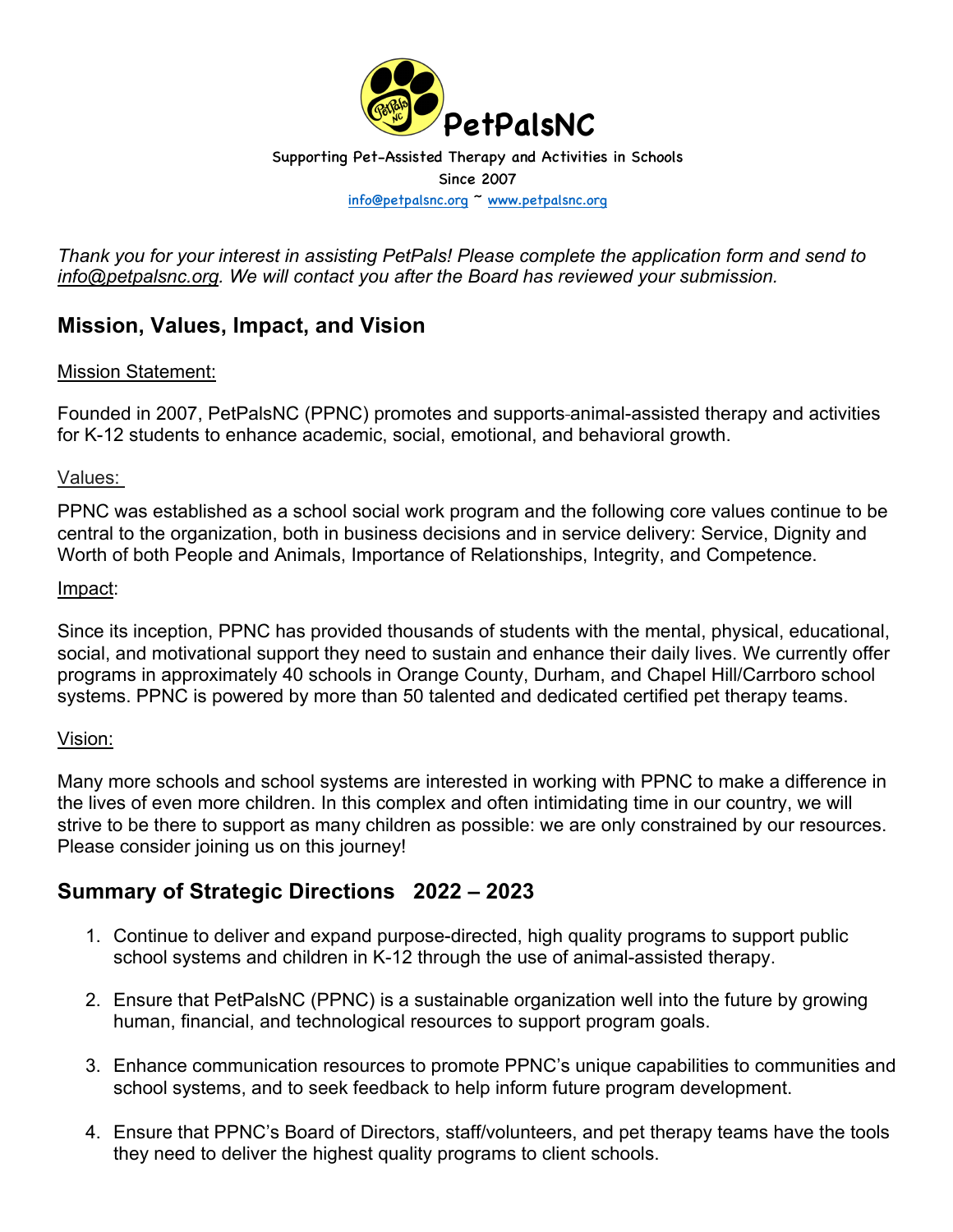# PetPalsNC

Supporting Pet-Assisted Therapy and Activities in Schools

Since 2007

info@petpalsnc.org ~ www.petpalsnc.org

*Thank you for your interest in assisting PetPals! Please complete the application form and send to info@petpalsnc.org. We will contact you after the Board has reviewed your submission.*

## Mission, Values, Impact, and Vision

Mission Statement:

Founded in 2007, PetPalsNC (PPNC) promotes and supports animal-assisted therapy and activities for K-12 students to enhance academic, social, emotional, and behavioral growth.

Values:

PPNC was established as a school social work program and the following core values continue to be central to the organization, both in business decisions and in service delivery: Service, Dignity and Worth of both People and Animals, Importance of Relationships, Integrity, and Competence.

Impact:

Since its inception, PPNC has provided thousands of students with the mental, physical, educational, social, and motivational support they need to sustain and enhance their daily lives. We currently offer programs in approximately 40 schools in Orange County, Durham, and Chapel Hill/Carrboro school systems. PPNC is powered by more than 50 talented and dedicated certified pet therapy teams.

Vision:

Many more schools and school systems are interested in working with PPNC to make a difference in the lives of even more children. In this complex and often intimidating time in our country, we will strive to be there to support as many children as possible: we are only constrained by our resources. Please consider joining us on this journey!

## Summary of Strategic Directions 2022 – 2023

1. Continue to deliver and expand purpose-directed, high quality programs to support public school systems and children in K-12 through the use of animal-assisted therapy.
2. Ensure that PetPalsNC (PPNC) is a sustainable organization well into the future by growing human, financial, and technological resources to support program goals.
3. Enhance communication resources to promote PPNC's unique capabilities to communities and school systems, and to seek feedback to help inform future program development.
4. Ensure that PPNC's Board of Directors, staff/volunteers, and pet therapy teams have the tools they need to deliver the highest quality programs to client schools.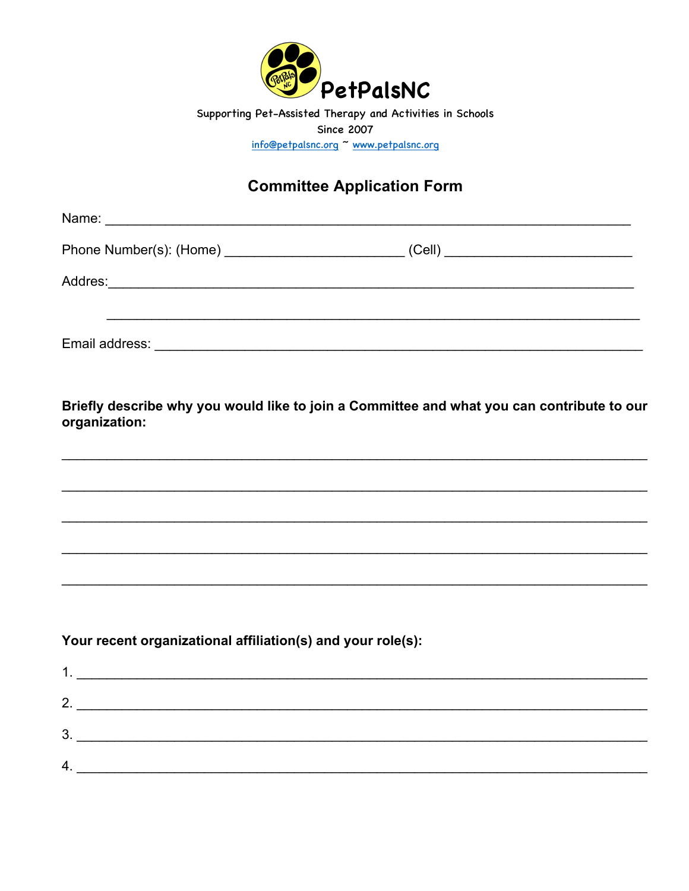PetPalsNC

Supporting Pet-Assisted Therapy and Activities in Schools

Since 2007

info@petpalsnc.org ~ www.petpalsnc.org

## Committee Application Form

Name: ___________________________________________________________________

Phone Number(s): (Home) _______________________ (Cell) ________________________

Addres:___________________________________________________________________

_____________________________________________________________________

Email address: ______________________________________________________________

**Briefly describe why you would like to join a Committee and what you can contribute to our organization:**

___________________________________________________________________________

___________________________________________________________________________

___________________________________________________________________________

___________________________________________________________________________

___________________________________________________________________________

**Your recent organizational affiliation(s) and your role(s):**

1. _________________________________________________________________________
2. _________________________________________________________________________
3. _________________________________________________________________________
4. _________________________________________________________________________